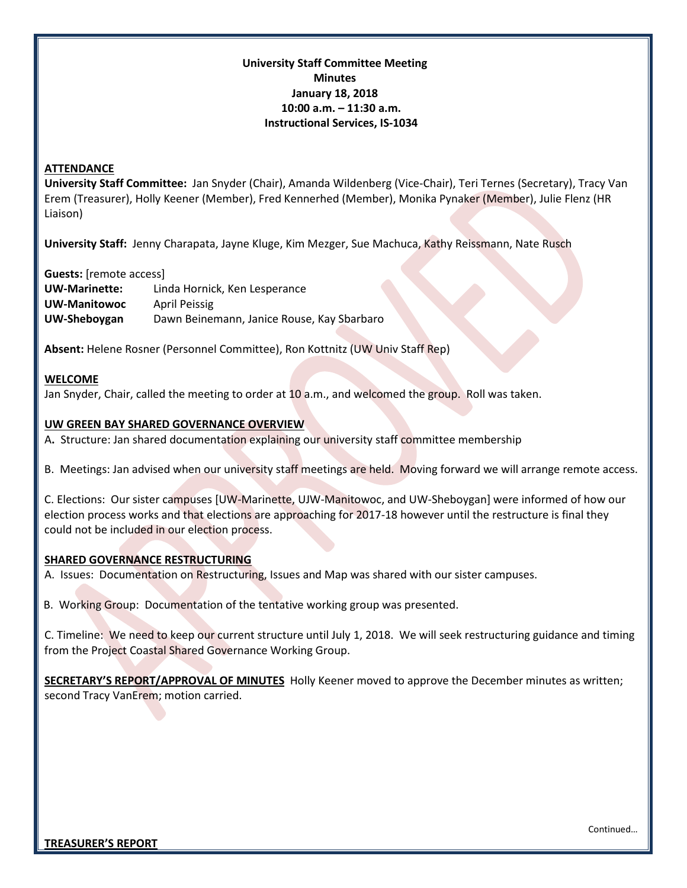**University Staff Committee Meeting**
**Minutes**
**January 18, 2018**
**10:00 a.m. – 11:30 a.m.**
**Instructional Services, IS-1034**

## ATTENDANCE

**University Staff Committee:** Jan Snyder (Chair), Amanda Wildenberg (Vice-Chair), Teri Ternes (Secretary), Tracy Van Erem (Treasurer), Holly Keener (Member), Fred Kennerhed (Member), Monika Pynaker (Member), Julie Flenz (HR Liaison)

**University Staff:** Jenny Charapata, Jayne Kluge, Kim Mezger, Sue Machuca, Kathy Reissmann, Nate Rusch

**Guests:** [remote access]

| | |
|---|---|
| **UW-Marinette:** | Linda Hornick, Ken Lesperance |
| **UW-Manitowoc** | April Peissig |
| **UW-Sheboygan** | Dawn Beinemann, Janice Rouse, Kay Sbarbaro |

**Absent:** Helene Rosner (Personnel Committee), Ron Kottnitz (UW Univ Staff Rep)

## WELCOME

Jan Snyder, Chair, called the meeting to order at 10 a.m., and welcomed the group. Roll was taken.

## UW GREEN BAY SHARED GOVERNANCE OVERVIEW

A**.** Structure: Jan shared documentation explaining our university staff committee membership

B. Meetings: Jan advised when our university staff meetings are held. Moving forward we will arrange remote access.

C. Elections: Our sister campuses [UW-Marinette, UJW-Manitowoc, and UW-Sheboygan] were informed of how our election process works and that elections are approaching for 2017-18 however until the restructure is final they could not be included in our election process.

## SHARED GOVERNANCE RESTRUCTURING

A. Issues: Documentation on Restructuring, Issues and Map was shared with our sister campuses.

B. Working Group: Documentation of the tentative working group was presented.

C. Timeline: We need to keep our current structure until July 1, 2018. We will seek restructuring guidance and timing from the Project Coastal Shared Governance Working Group.

**SECRETARY'S REPORT/APPROVAL OF MINUTES** Holly Keener moved to approve the December minutes as written; second Tracy VanErem; motion carried.

Continued…

## TREASURER'S REPORT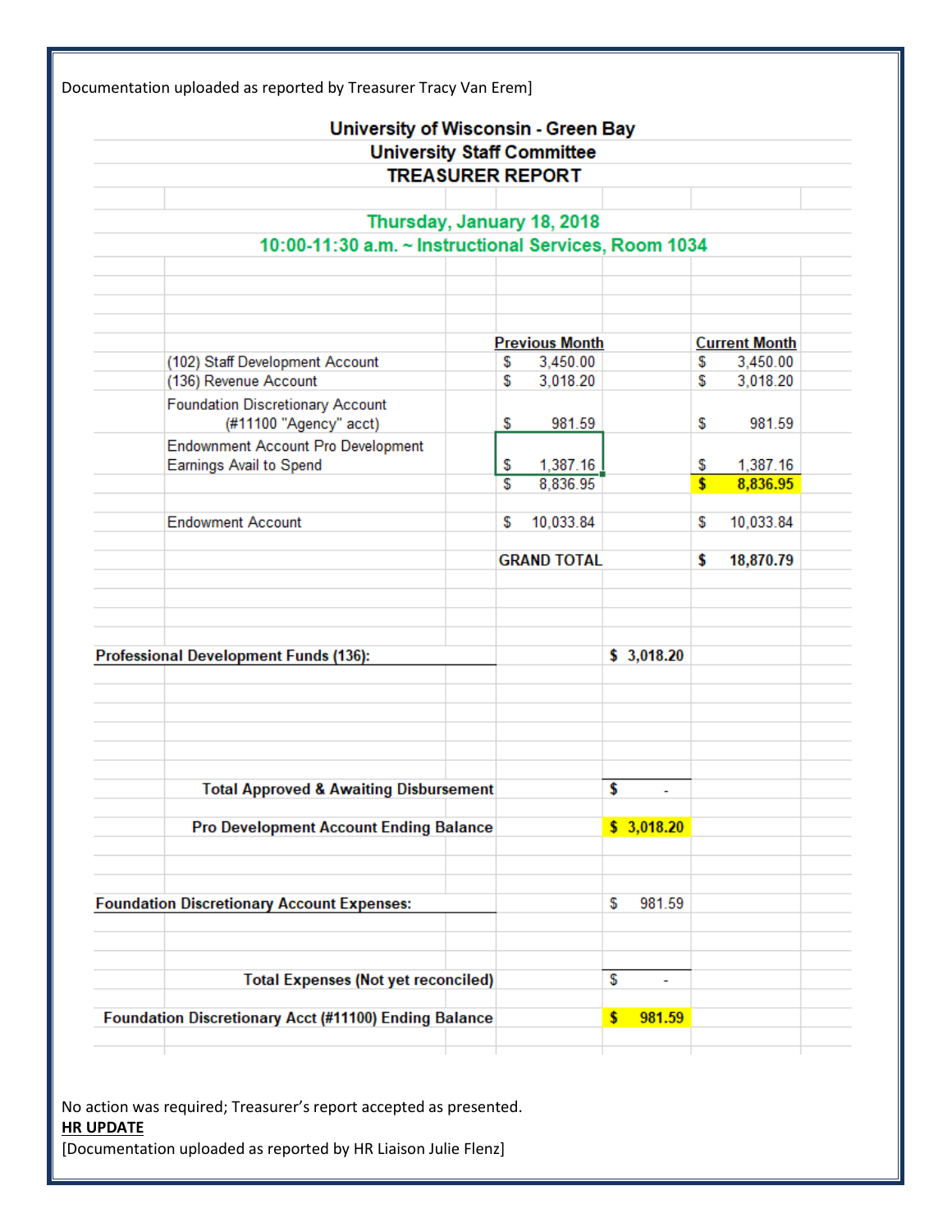Documentation uploaded as reported by Treasurer Tracy Van Erem]

**University of Wisconsin - Green Bay**
**University Staff Committee**
**TREASURER REPORT**

**Thursday, January 18, 2018**
**10:00-11:30 a.m. ~ Instructional Services, Room 1034**

| | Previous Month | Current Month |
|---|---|---|
| (102) Staff Development Account | $ 3,450.00 | $ 3,450.00 |
| (136) Revenue Account | $ 3,018.20 | $ 3,018.20 |
| Foundation Discretionary Account (#11100 "Agency" acct) | $ 981.59 | $ 981.59 |
| Endownment Account Pro Development Earnings Avail to Spend | $ 1,387.16 | $ 1,387.16 |
| | $ 8,836.95 | **$ 8,836.95** |
| Endowment Account | $ 10,033.84 | $ 10,033.84 |
| | **GRAND TOTAL** | **$ 18,870.79** |

| | |
|---|---|
| **Professional Development Funds (136):** | **$ 3,018.20** |
| **Total Approved & Awaiting Disbursement** | **$ -** |
| **Pro Development Account Ending Balance** | **$ 3,018.20** |

| | |
|---|---|
| **Foundation Discretionary Account Expenses:** | $ 981.59 |
| **Total Expenses (Not yet reconciled)** | $ - |
| **Foundation Discretionary Acct (#11100) Ending Balance** | **$ 981.59** |

No action was required; Treasurer's report accepted as presented.

**HR UPDATE**

[Documentation uploaded as reported by HR Liaison Julie Flenz]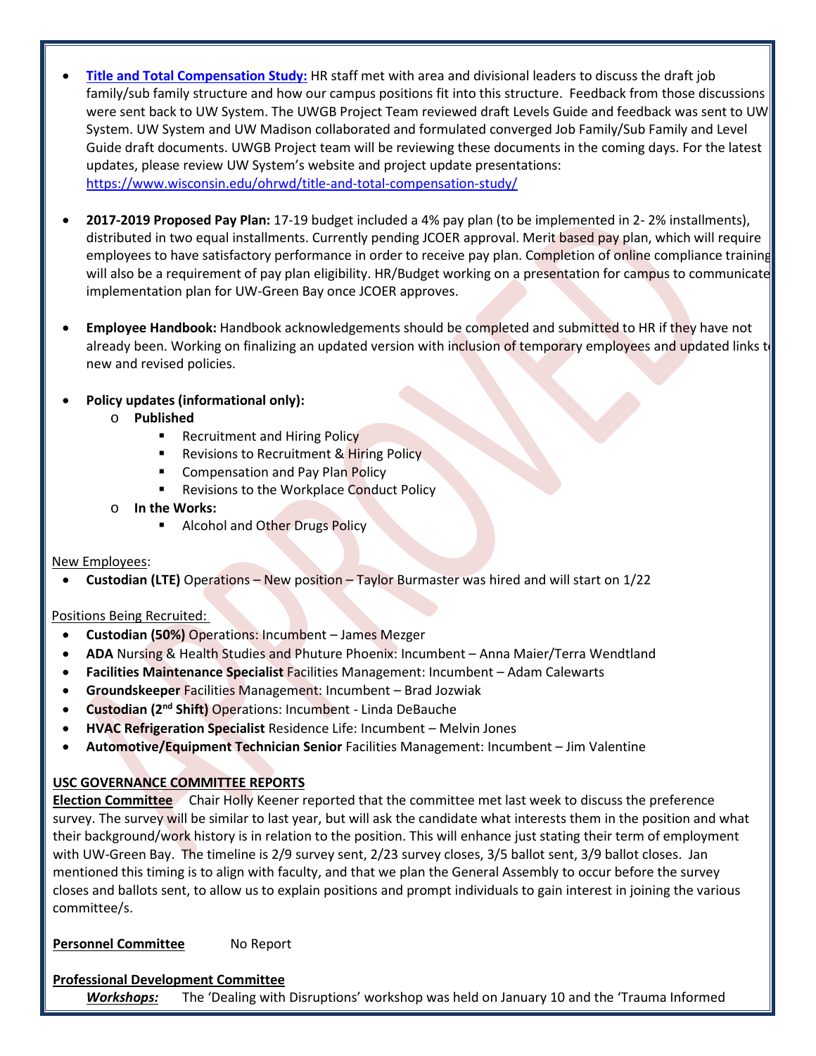- **[Title and Total Compensation Study:](https://www.wisconsin.edu/ohrwd/title-and-total-compensation-study/)** HR staff met with area and divisional leaders to discuss the draft job family/sub family structure and how our campus positions fit into this structure. Feedback from those discussions were sent back to UW System. The UWGB Project Team reviewed draft Levels Guide and feedback was sent to UW System. UW System and UW Madison collaborated and formulated converged Job Family/Sub Family and Level Guide draft documents. UWGB Project team will be reviewing these documents in the coming days. For the latest updates, please review UW System's website and project update presentations: https://www.wisconsin.edu/ohrwd/title-and-total-compensation-study/

- **2017-2019 Proposed Pay Plan:** 17-19 budget included a 4% pay plan (to be implemented in 2- 2% installments), distributed in two equal installments. Currently pending JCOER approval. Merit based pay plan, which will require employees to have satisfactory performance in order to receive pay plan. Completion of online compliance training will also be a requirement of pay plan eligibility. HR/Budget working on a presentation for campus to communicate implementation plan for UW-Green Bay once JCOER approves.

- **Employee Handbook:** Handbook acknowledgements should be completed and submitted to HR if they have not already been. Working on finalizing an updated version with inclusion of temporary employees and updated links to new and revised policies.

- **Policy updates (informational only):**
  - **Published**
    - Recruitment and Hiring Policy
    - Revisions to Recruitment & Hiring Policy
    - Compensation and Pay Plan Policy
    - Revisions to the Workplace Conduct Policy
  - **In the Works:**
    - Alcohol and Other Drugs Policy

New Employees:

- **Custodian (LTE)** Operations – New position – Taylor Burmaster was hired and will start on 1/22

Positions Being Recruited:

- **Custodian (50%)** Operations: Incumbent – James Mezger
- **ADA** Nursing & Health Studies and Phuture Phoenix: Incumbent – Anna Maier/Terra Wendtland
- **Facilities Maintenance Specialist** Facilities Management: Incumbent – Adam Calewarts
- **Groundskeeper** Facilities Management: Incumbent – Brad Jozwiak
- **Custodian (2nd Shift)** Operations: Incumbent - Linda DeBauche
- **HVAC Refrigeration Specialist** Residence Life: Incumbent – Melvin Jones
- **Automotive/Equipment Technician Senior** Facilities Management: Incumbent – Jim Valentine

**USC GOVERNANCE COMMITTEE REPORTS**

**Election Committee** Chair Holly Keener reported that the committee met last week to discuss the preference survey. The survey will be similar to last year, but will ask the candidate what interests them in the position and what their background/work history is in relation to the position. This will enhance just stating their term of employment with UW-Green Bay. The timeline is 2/9 survey sent, 2/23 survey closes, 3/5 ballot sent, 3/9 ballot closes. Jan mentioned this timing is to align with faculty, and that we plan the General Assembly to occur before the survey closes and ballots sent, to allow us to explain positions and prompt individuals to gain interest in joining the various committee/s.

**Personnel Committee** No Report

**Professional Development Committee**

***Workshops:*** The 'Dealing with Disruptions' workshop was held on January 10 and the 'Trauma Informed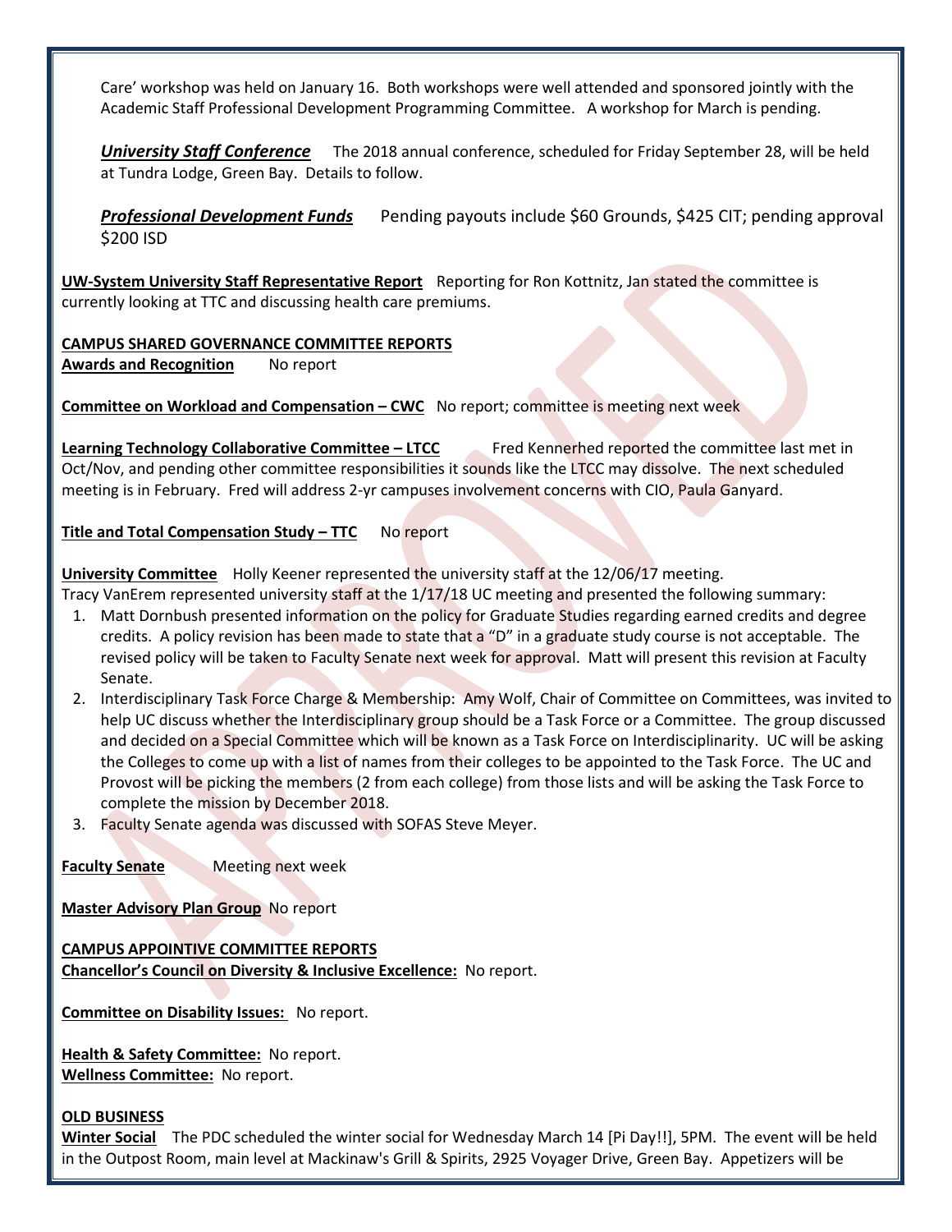Care' workshop was held on January 16. Both workshops were well attended and sponsored jointly with the Academic Staff Professional Development Programming Committee. A workshop for March is pending.

***University Staff Conference*** The 2018 annual conference, scheduled for Friday September 28, will be held at Tundra Lodge, Green Bay. Details to follow.

***Professional Development Funds*** Pending payouts include $60 Grounds, $425 CIT; pending approval $200 ISD

**UW-System University Staff Representative Report** Reporting for Ron Kottnitz, Jan stated the committee is currently looking at TTC and discussing health care premiums.

**CAMPUS SHARED GOVERNANCE COMMITTEE REPORTS**

**Awards and Recognition** No report

**Committee on Workload and Compensation – CWC** No report; committee is meeting next week

**Learning Technology Collaborative Committee – LTCC** Fred Kennerhed reported the committee last met in Oct/Nov, and pending other committee responsibilities it sounds like the LTCC may dissolve. The next scheduled meeting is in February. Fred will address 2-yr campuses involvement concerns with CIO, Paula Ganyard.

**Title and Total Compensation Study – TTC** No report

**University Committee** Holly Keener represented the university staff at the 12/06/17 meeting.
Tracy VanErem represented university staff at the 1/17/18 UC meeting and presented the following summary:

1. Matt Dornbush presented information on the policy for Graduate Studies regarding earned credits and degree credits. A policy revision has been made to state that a "D" in a graduate study course is not acceptable. The revised policy will be taken to Faculty Senate next week for approval. Matt will present this revision at Faculty Senate.
2. Interdisciplinary Task Force Charge & Membership: Amy Wolf, Chair of Committee on Committees, was invited to help UC discuss whether the Interdisciplinary group should be a Task Force or a Committee. The group discussed and decided on a Special Committee which will be known as a Task Force on Interdisciplinarity. UC will be asking the Colleges to come up with a list of names from their colleges to be appointed to the Task Force. The UC and Provost will be picking the members (2 from each college) from those lists and will be asking the Task Force to complete the mission by December 2018.
3. Faculty Senate agenda was discussed with SOFAS Steve Meyer.

**Faculty Senate** Meeting next week

**Master Advisory Plan Group** No report

**CAMPUS APPOINTIVE COMMITTEE REPORTS**

**Chancellor's Council on Diversity & Inclusive Excellence:** No report.

**Committee on Disability Issues:** No report.

**Health & Safety Committee:** No report.

**Wellness Committee:** No report.

**OLD BUSINESS**

**Winter Social** The PDC scheduled the winter social for Wednesday March 14 [Pi Day!!], 5PM. The event will be held in the Outpost Room, main level at Mackinaw's Grill & Spirits, 2925 Voyager Drive, Green Bay. Appetizers will be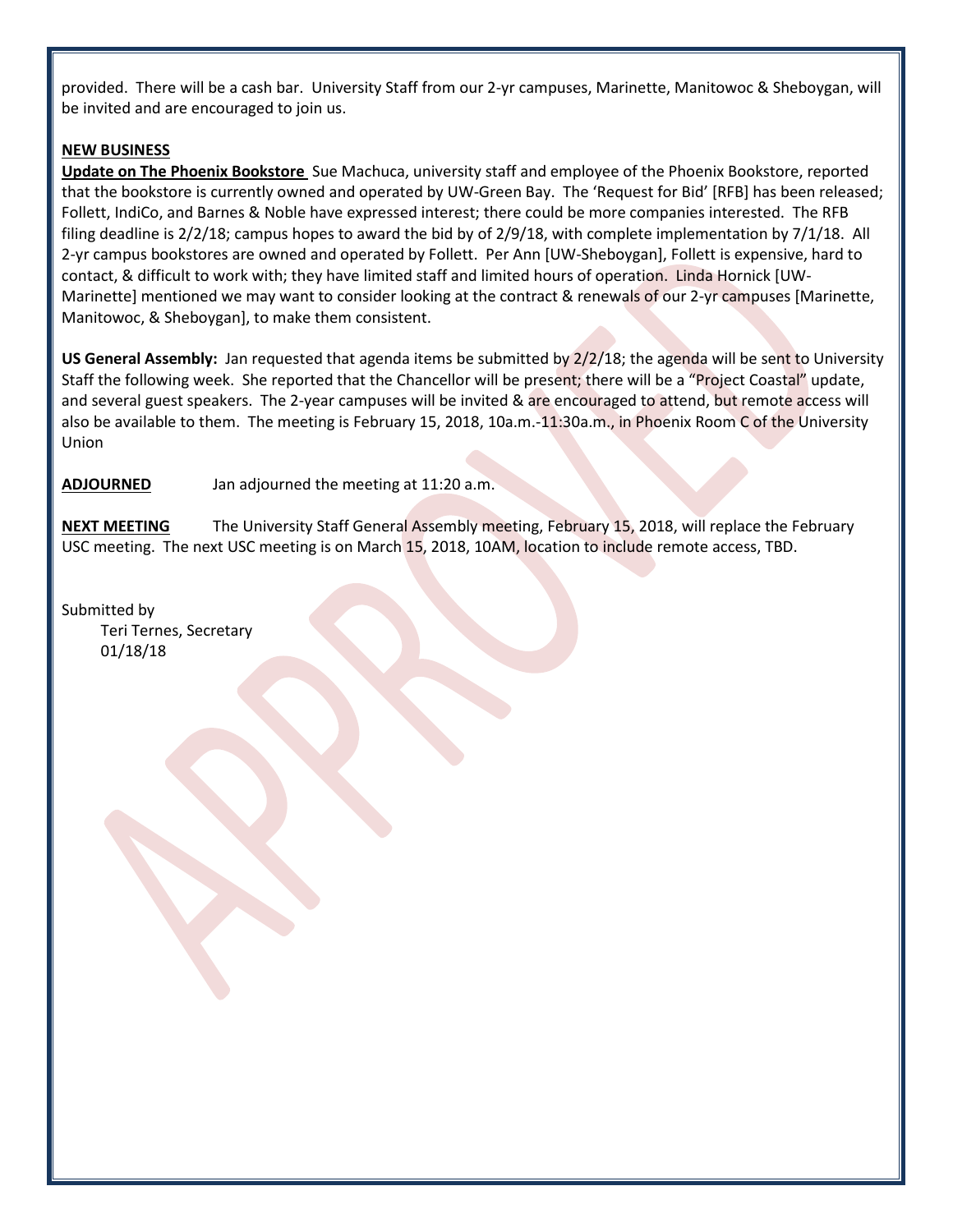provided. There will be a cash bar. University Staff from our 2-yr campuses, Marinette, Manitowoc & Sheboygan, will be invited and are encouraged to join us.

**NEW BUSINESS**

**Update on The Phoenix Bookstore** Sue Machuca, university staff and employee of the Phoenix Bookstore, reported that the bookstore is currently owned and operated by UW-Green Bay. The 'Request for Bid' [RFB] has been released; Follett, IndiCo, and Barnes & Noble have expressed interest; there could be more companies interested. The RFB filing deadline is 2/2/18; campus hopes to award the bid by of 2/9/18, with complete implementation by 7/1/18. All 2-yr campus bookstores are owned and operated by Follett. Per Ann [UW-Sheboygan], Follett is expensive, hard to contact, & difficult to work with; they have limited staff and limited hours of operation. Linda Hornick [UW-Marinette] mentioned we may want to consider looking at the contract & renewals of our 2-yr campuses [Marinette, Manitowoc, & Sheboygan], to make them consistent.

**US General Assembly:** Jan requested that agenda items be submitted by 2/2/18; the agenda will be sent to University Staff the following week. She reported that the Chancellor will be present; there will be a "Project Coastal" update, and several guest speakers. The 2-year campuses will be invited & are encouraged to attend, but remote access will also be available to them. The meeting is February 15, 2018, 10a.m.-11:30a.m., in Phoenix Room C of the University Union

**ADJOURNED** Jan adjourned the meeting at 11:20 a.m.

**NEXT MEETING** The University Staff General Assembly meeting, February 15, 2018, will replace the February USC meeting. The next USC meeting is on March 15, 2018, 10AM, location to include remote access, TBD.

Submitted by
Teri Ternes, Secretary
01/18/18